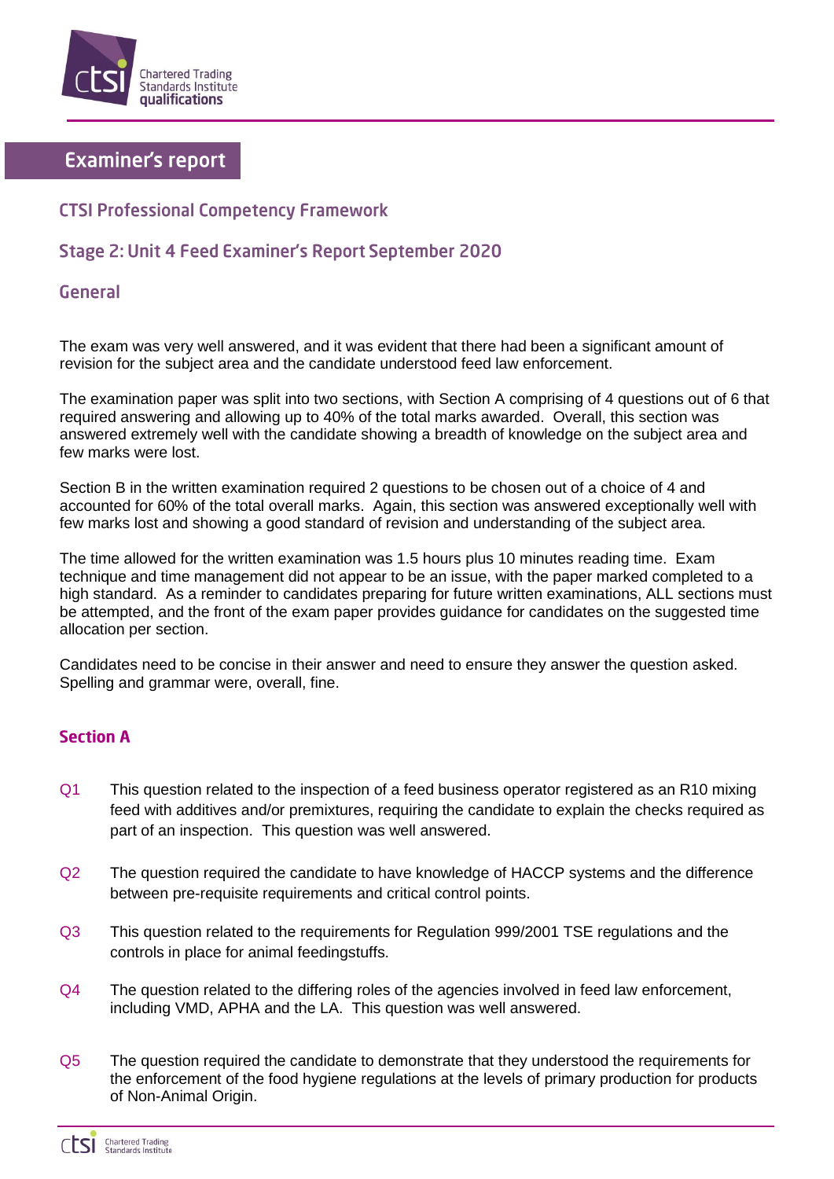# Examiner's report

## CTSI Professional Competency Framework

## Stage 2: Unit 4 Feed Examiner's Report September 2020

### General

The exam was very well answered, and it was evident that there had been a significant amount of revision for the subject area and the candidate understood feed law enforcement.

The examination paper was split into two sections, with Section A comprising of 4 questions out of 6 that required answering and allowing up to 40% of the total marks awarded. Overall, this section was answered extremely well with the candidate showing a breadth of knowledge on the subject area and few marks were lost.

Section B in the written examination required 2 questions to be chosen out of a choice of 4 and accounted for 60% of the total overall marks. Again, this section was answered exceptionally well with few marks lost and showing a good standard of revision and understanding of the subject area.

The time allowed for the written examination was 1.5 hours plus 10 minutes reading time. Exam technique and time management did not appear to be an issue, with the paper marked completed to a high standard. As a reminder to candidates preparing for future written examinations, ALL sections must be attempted, and the front of the exam paper provides guidance for candidates on the suggested time allocation per section.

Candidates need to be concise in their answer and need to ensure they answer the question asked. Spelling and grammar were, overall, fine.

### Section A

Q1 This question related to the inspection of a feed business operator registered as an R10 mixing feed with additives and/or premixtures, requiring the candidate to explain the checks required as part of an inspection. This question was well answered.

Q2 The question required the candidate to have knowledge of HACCP systems and the difference between pre-requisite requirements and critical control points.

Q3 This question related to the requirements for Regulation 999/2001 TSE regulations and the controls in place for animal feedingstuffs.

Q4 The question related to the differing roles of the agencies involved in feed law enforcement, including VMD, APHA and the LA. This question was well answered.

Q5 The question required the candidate to demonstrate that they understood the requirements for the enforcement of the food hygiene regulations at the levels of primary production for products of Non-Animal Origin.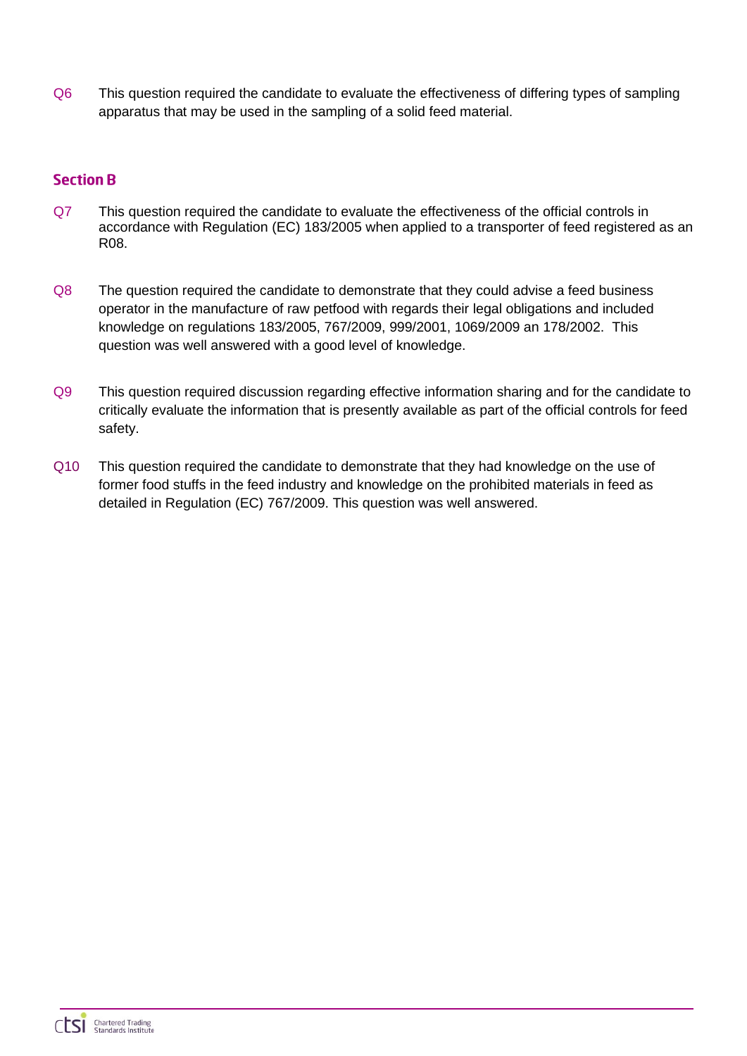Q6 This question required the candidate to evaluate the effectiveness of differing types of sampling apparatus that may be used in the sampling of a solid feed material.

## Section B

Q7 This question required the candidate to evaluate the effectiveness of the official controls in accordance with Regulation (EC) 183/2005 when applied to a transporter of feed registered as an R08.

Q8 The question required the candidate to demonstrate that they could advise a feed business operator in the manufacture of raw petfood with regards their legal obligations and included knowledge on regulations 183/2005, 767/2009, 999/2001, 1069/2009 an 178/2002. This question was well answered with a good level of knowledge.

Q9 This question required discussion regarding effective information sharing and for the candidate to critically evaluate the information that is presently available as part of the official controls for feed safety.

Q10 This question required the candidate to demonstrate that they had knowledge on the use of former food stuffs in the feed industry and knowledge on the prohibited materials in feed as detailed in Regulation (EC) 767/2009. This question was well answered.